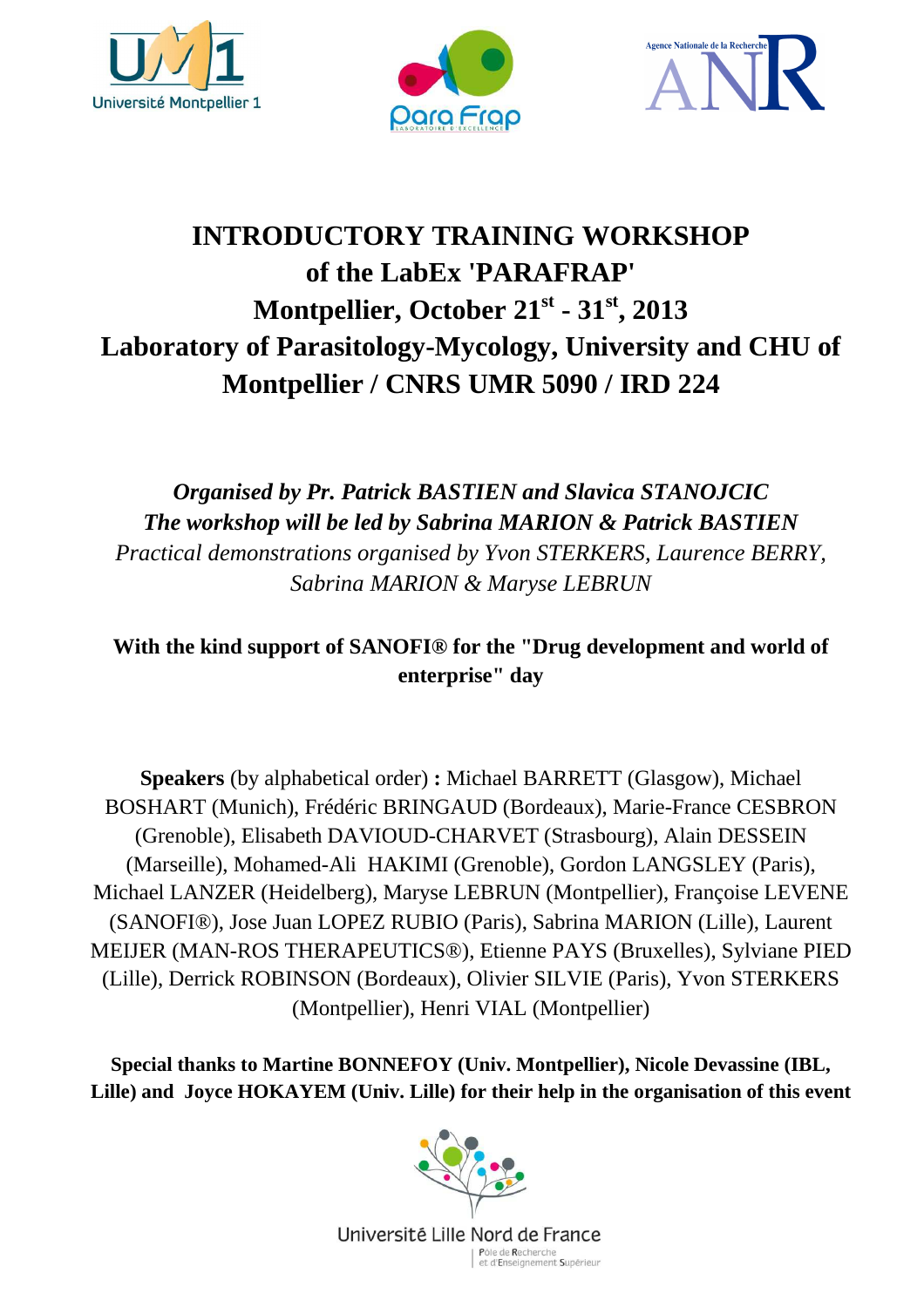# INTRODUCTORY TRAINING WORKSHOP of the LabEx 'PARAFRAP' Montpellier, October 21st - 31st, 2013 Laboratory of Parasitology-Mycology, University and CHU of Montpellier / CNRS UMR 5090 / IRD 224

*Organised by Pr. Patrick BASTIEN and Slavica STANOJCIC*
*The workshop will be led by Sabrina MARION & Patrick BASTIEN*
*Practical demonstrations organised by Yvon STERKERS, Laurence BERRY, Sabrina MARION & Maryse LEBRUN*

**With the kind support of SANOFI® for the "Drug development and world of enterprise" day**

**Speakers** (by alphabetical order) **:** Michael BARRETT (Glasgow), Michael BOSHART (Munich), Frédéric BRINGAUD (Bordeaux), Marie-France CESBRON (Grenoble), Elisabeth DAVIOUD-CHARVET (Strasbourg), Alain DESSEIN (Marseille), Mohamed-Ali HAKIMI (Grenoble), Gordon LANGSLEY (Paris), Michael LANZER (Heidelberg), Maryse LEBRUN (Montpellier), Françoise LEVENE (SANOFI®), Jose Juan LOPEZ RUBIO (Paris), Sabrina MARION (Lille), Laurent MEIJER (MAN-ROS THERAPEUTICS®), Etienne PAYS (Bruxelles), Sylviane PIED (Lille), Derrick ROBINSON (Bordeaux), Olivier SILVIE (Paris), Yvon STERKERS (Montpellier), Henri VIAL (Montpellier)

**Special thanks to Martine BONNEFOY (Univ. Montpellier), Nicole Devassine (IBL, Lille) and Joyce HOKAYEM (Univ. Lille) for their help in the organisation of this event**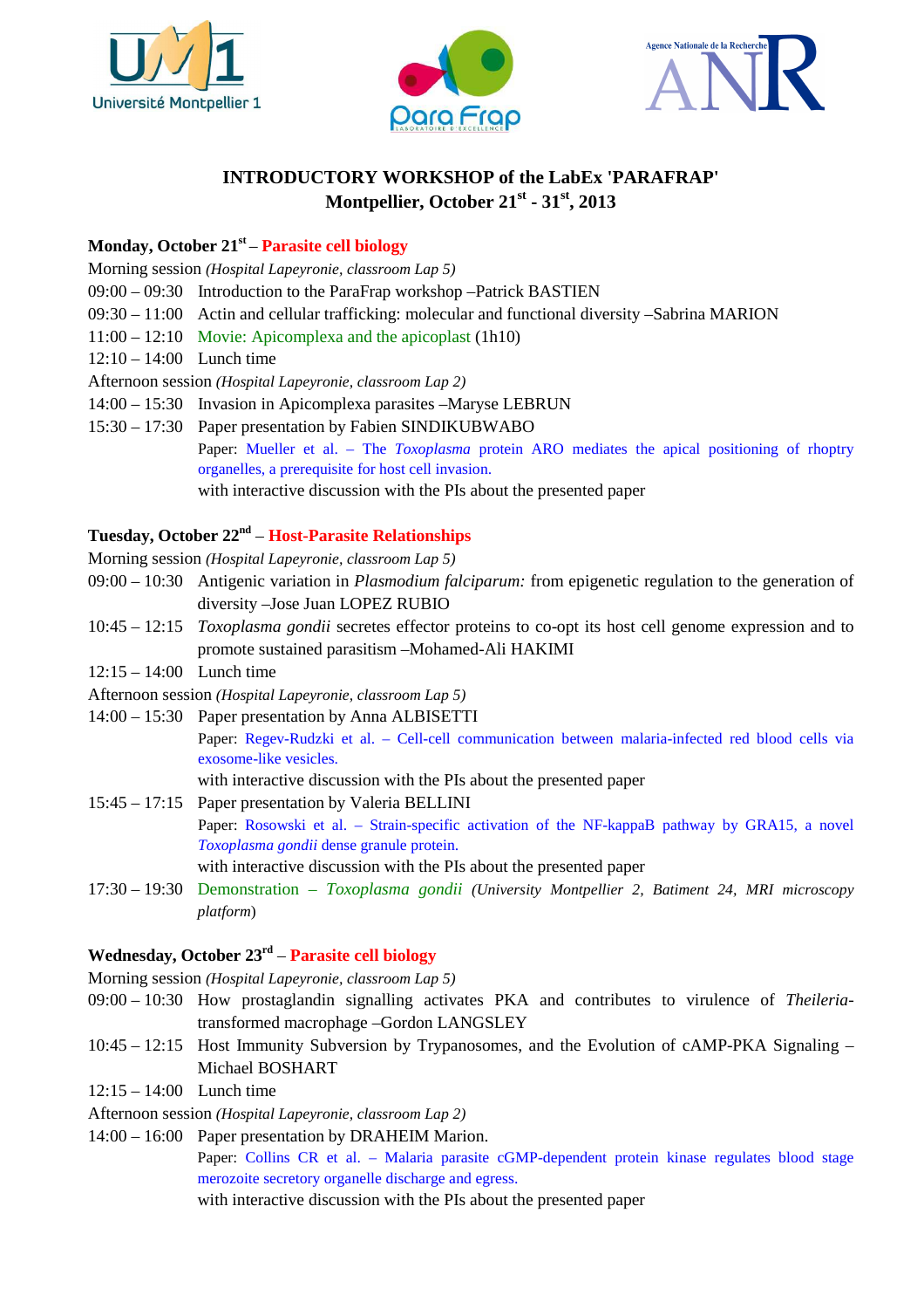Université Montpellier 1

ParaFrap

Agence Nationale de la Recherche ANR

# INTRODUCTORY WORKSHOP of the LabEx 'PARAFRAP'

## Montpellier, October 21st - 31st, 2013

### Monday, October 21st – Parasite cell biology

Morning session *(Hospital Lapeyronie, classroom Lap 5)*

09:00 – 09:30 Introduction to the ParaFrap workshop –Patrick BASTIEN

09:30 – 11:00 Actin and cellular trafficking: molecular and functional diversity –Sabrina MARION

11:00 – 12:10 Movie: Apicomplexa and the apicoplast (1h10)

12:10 – 14:00 Lunch time

Afternoon session *(Hospital Lapeyronie, classroom Lap 2)*

14:00 – 15:30 Invasion in Apicomplexa parasites –Maryse LEBRUN

15:30 – 17:30 Paper presentation by Fabien SINDIKUBWABO

Paper: Mueller et al. – The *Toxoplasma* protein ARO mediates the apical positioning of rhoptry organelles, a prerequisite for host cell invasion.

with interactive discussion with the PIs about the presented paper

### Tuesday, October 22nd – Host-Parasite Relationships

Morning session *(Hospital Lapeyronie, classroom Lap 5)*

09:00 – 10:30 Antigenic variation in *Plasmodium falciparum:* from epigenetic regulation to the generation of diversity –Jose Juan LOPEZ RUBIO

10:45 – 12:15 *Toxoplasma gondii* secretes effector proteins to co-opt its host cell genome expression and to promote sustained parasitism –Mohamed-Ali HAKIMI

12:15 – 14:00 Lunch time

Afternoon session *(Hospital Lapeyronie, classroom Lap 5)*

14:00 – 15:30 Paper presentation by Anna ALBISETTI

Paper: Regev-Rudzki et al. – Cell-cell communication between malaria-infected red blood cells via exosome-like vesicles.

with interactive discussion with the PIs about the presented paper

15:45 – 17:15 Paper presentation by Valeria BELLINI

Paper: Rosowski et al. – Strain-specific activation of the NF-kappaB pathway by GRA15, a novel *Toxoplasma gondii* dense granule protein.

with interactive discussion with the PIs about the presented paper

17:30 – 19:30 Demonstration – *Toxoplasma gondii* *(University Montpellier 2, Batiment 24, MRI microscopy platform)*

### Wednesday, October 23rd – Parasite cell biology

Morning session *(Hospital Lapeyronie, classroom Lap 5)*

09:00 – 10:30 How prostaglandin signalling activates PKA and contributes to virulence of *Theileria*-transformed macrophage –Gordon LANGSLEY

10:45 – 12:15 Host Immunity Subversion by Trypanosomes, and the Evolution of cAMP-PKA Signaling –Michael BOSHART

12:15 – 14:00 Lunch time

Afternoon session *(Hospital Lapeyronie, classroom Lap 2)*

14:00 – 16:00 Paper presentation by DRAHEIM Marion.

Paper: Collins CR et al. – Malaria parasite cGMP-dependent protein kinase regulates blood stage merozoite secretory organelle discharge and egress.

with interactive discussion with the PIs about the presented paper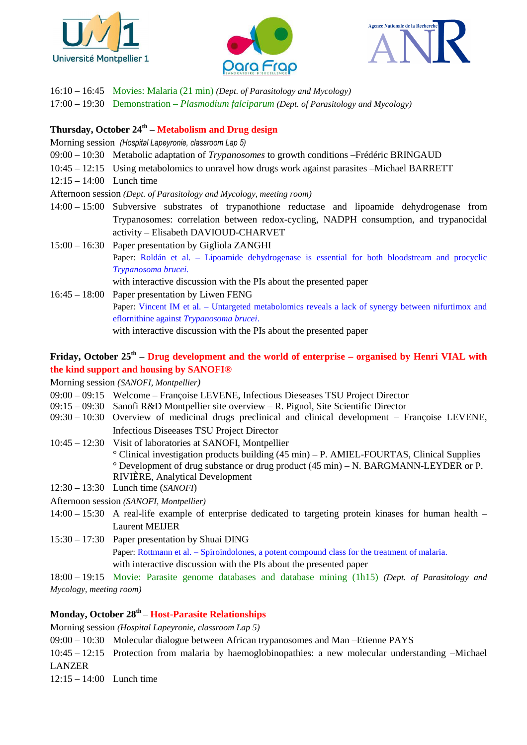16:10 – 16:45 Movies: Malaria (21 min) *(Dept. of Parasitology and Mycology)*

17:00 – 19:30 Demonstration – *Plasmodium falciparum* *(Dept. of Parasitology and Mycology)*

**Thursday, October 24th – Metabolism and Drug design**

Morning session *(Hospital Lapeyronie, classroom Lap 5)*

09:00 – 10:30 Metabolic adaptation of *Trypanosomes* to growth conditions –Frédéric BRINGAUD

10:45 – 12:15 Using metabolomics to unravel how drugs work against parasites –Michael BARRETT

12:15 – 14:00 Lunch time

Afternoon session *(Dept. of Parasitology and Mycology, meeting room)*

14:00 – 15:00 Subversive substrates of trypanothione reductase and lipoamide dehydrogenase from Trypanosomes: correlation between redox-cycling, NADPH consumption, and trypanocidal activity – Elisabeth DAVIOUD-CHARVET

15:00 – 16:30 Paper presentation by Gigliola ZANGHI
Paper: Roldán et al. – Lipoamide dehydrogenase is essential for both bloodstream and procyclic *Trypanosoma brucei.*
with interactive discussion with the PIs about the presented paper

16:45 – 18:00 Paper presentation by Liwen FENG
Paper: Vincent IM et al. – Untargeted metabolomics reveals a lack of synergy between nifurtimox and eflornithine against *Trypanosoma brucei*.
with interactive discussion with the PIs about the presented paper

**Friday, October 25th – Drug development and the world of enterprise – organised by Henri VIAL with the kind support and housing by SANOFI®**

Morning session *(SANOFI, Montpellier)*

09:00 – 09:15 Welcome – Françoise LEVENE, Infectious Dieseases TSU Project Director

09:15 – 09:30 Sanofi R&D Montpellier site overview – R. Pignol, Site Scientific Director

09:30 – 10:30 Overview of medicinal drugs preclinical and clinical development – Françoise LEVENE, Infectious Dieseases TSU Project Director

10:45 – 12:30 Visit of laboratories at SANOFI, Montpellier
° Clinical investigation products building (45 min) – P. AMIEL-FOURTAS, Clinical Supplies
° Development of drug substance or drug product (45 min) – N. BARGMANN-LEYDER or P. RIVIÈRE, Analytical Development

12:30 – 13:30 Lunch time (*SANOFI*)

Afternoon session *(SANOFI, Montpellier)*

14:00 – 15:30 A real-life example of enterprise dedicated to targeting protein kinases for human health – Laurent MEIJER

15:30 – 17:30 Paper presentation by Shuai DING
Paper: Rottmann et al. – Spiroindolones, a potent compound class for the treatment of malaria.
with interactive discussion with the PIs about the presented paper

18:00 – 19:15 Movie: Parasite genome databases and database mining (1h15) *(Dept. of Parasitology and Mycology, meeting room)*

**Monday, October 28th – Host-Parasite Relationships**

Morning session *(Hospital Lapeyronie, classroom Lap 5)*

09:00 – 10:30 Molecular dialogue between African trypanosomes and Man –Etienne PAYS

10:45 – 12:15 Protection from malaria by haemoglobinopathies: a new molecular understanding –Michael LANZER

12:15 – 14:00 Lunch time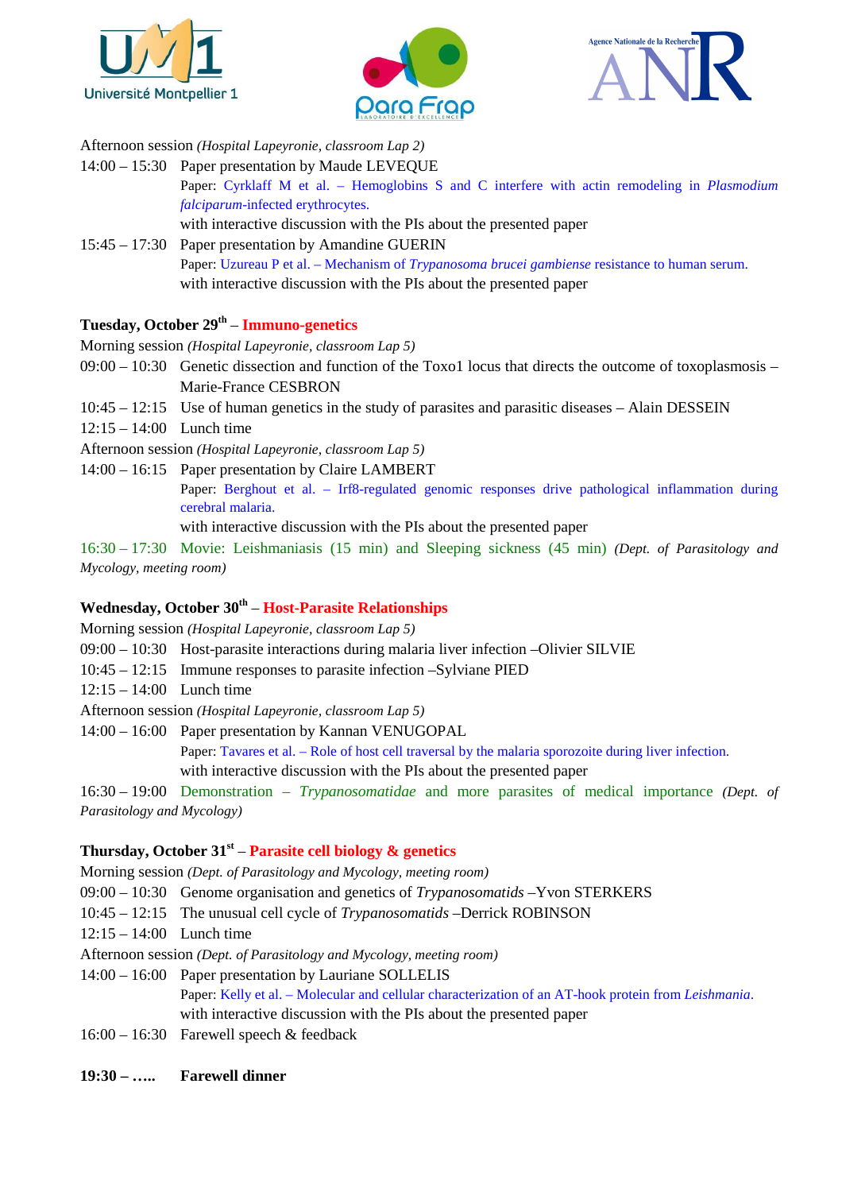Afternoon session *(Hospital Lapeyronie, classroom Lap 2)*

14:00 – 15:30 Paper presentation by Maude LEVEQUE
Paper: Cyrklaff M et al. – Hemoglobins S and C interfere with actin remodeling in *Plasmodium falciparum*-infected erythrocytes.
with interactive discussion with the PIs about the presented paper

15:45 – 17:30 Paper presentation by Amandine GUERIN
Paper: Uzureau P et al. – Mechanism of *Trypanosoma brucei gambiense* resistance to human serum.
with interactive discussion with the PIs about the presented paper

**Tuesday, October 29th – Immuno-genetics**

Morning session *(Hospital Lapeyronie, classroom Lap 5)*

09:00 – 10:30 Genetic dissection and function of the Toxo1 locus that directs the outcome of toxoplasmosis – Marie-France CESBRON

10:45 – 12:15 Use of human genetics in the study of parasites and parasitic diseases – Alain DESSEIN

12:15 – 14:00 Lunch time

Afternoon session *(Hospital Lapeyronie, classroom Lap 5)*

14:00 – 16:15 Paper presentation by Claire LAMBERT
Paper: Berghout et al. – Irf8-regulated genomic responses drive pathological inflammation during cerebral malaria.
with interactive discussion with the PIs about the presented paper

16:30 – 17:30 Movie: Leishmaniasis (15 min) and Sleeping sickness (45 min) *(Dept. of Parasitology and Mycology, meeting room)*

**Wednesday, October 30th – Host-Parasite Relationships**

Morning session *(Hospital Lapeyronie, classroom Lap 5)*

09:00 – 10:30 Host-parasite interactions during malaria liver infection –Olivier SILVIE

10:45 – 12:15 Immune responses to parasite infection –Sylviane PIED

12:15 – 14:00 Lunch time

Afternoon session *(Hospital Lapeyronie, classroom Lap 5)*

14:00 – 16:00 Paper presentation by Kannan VENUGOPAL
Paper: Tavares et al. – Role of host cell traversal by the malaria sporozoite during liver infection.
with interactive discussion with the PIs about the presented paper

16:30 – 19:00 Demonstration – *Trypanosomatidae* and more parasites of medical importance *(Dept. of Parasitology and Mycology)*

**Thursday, October 31st – Parasite cell biology & genetics**

Morning session *(Dept. of Parasitology and Mycology, meeting room)*

09:00 – 10:30 Genome organisation and genetics of *Trypanosomatids* –Yvon STERKERS

10:45 – 12:15 The unusual cell cycle of *Trypanosomatids* –Derrick ROBINSON

12:15 – 14:00 Lunch time

Afternoon session *(Dept. of Parasitology and Mycology, meeting room)*

14:00 – 16:00 Paper presentation by Lauriane SOLLELIS
Paper: Kelly et al. – Molecular and cellular characterization of an AT-hook protein from *Leishmania*.
with interactive discussion with the PIs about the presented paper

16:00 – 16:30 Farewell speech & feedback

**19:30 – ….. Farewell dinner**